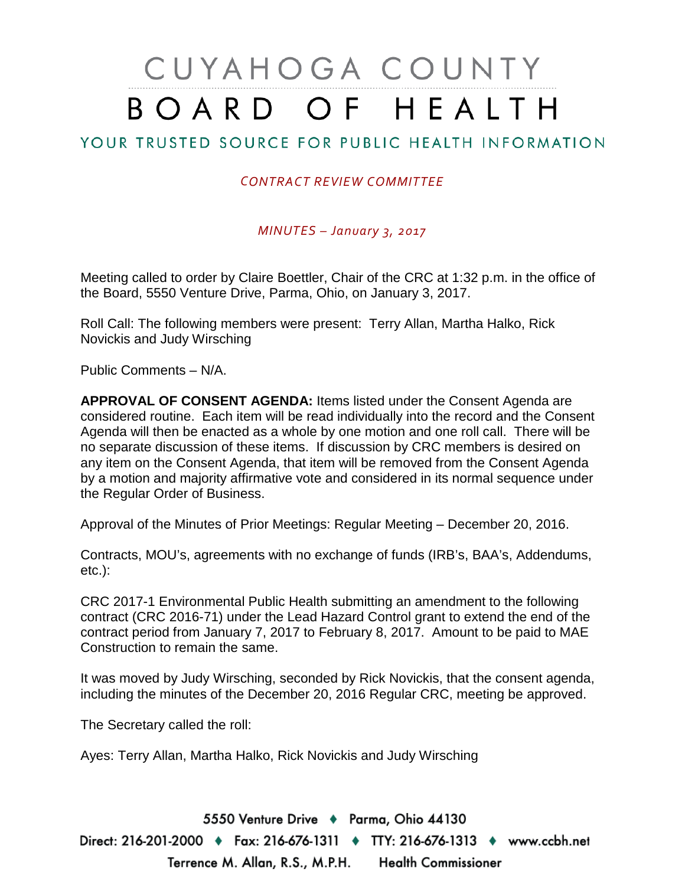# CUYAHOGA COUNTY BOARD OF HEALTH

## YOUR TRUSTED SOURCE FOR PUBLIC HEALTH INFORMATION

*CONTRACT REVIEW COMMITTEE*

*MINUTES – January 3, 2017*

Meeting called to order by Claire Boettler, Chair of the CRC at 1:32 p.m. in the office of the Board, 5550 Venture Drive, Parma, Ohio, on January 3, 2017.

Roll Call: The following members were present: Terry Allan, Martha Halko, Rick Novickis and Judy Wirsching

Public Comments – N/A.

**APPROVAL OF CONSENT AGENDA:** Items listed under the Consent Agenda are considered routine. Each item will be read individually into the record and the Consent Agenda will then be enacted as a whole by one motion and one roll call. There will be no separate discussion of these items. If discussion by CRC members is desired on any item on the Consent Agenda, that item will be removed from the Consent Agenda by a motion and majority affirmative vote and considered in its normal sequence under the Regular Order of Business.

Approval of the Minutes of Prior Meetings: Regular Meeting – December 20, 2016.

Contracts, MOU's, agreements with no exchange of funds (IRB's, BAA's, Addendums, etc.):

CRC 2017-1 Environmental Public Health submitting an amendment to the following contract (CRC 2016-71) under the Lead Hazard Control grant to extend the end of the contract period from January 7, 2017 to February 8, 2017. Amount to be paid to MAE Construction to remain the same.

It was moved by Judy Wirsching, seconded by Rick Novickis, that the consent agenda, including the minutes of the December 20, 2016 Regular CRC, meeting be approved.

The Secretary called the roll:

Ayes: Terry Allan, Martha Halko, Rick Novickis and Judy Wirsching

5550 Venture Drive ♦ Parma, Ohio 44130
Direct: 216-201-2000 ♦ Fax: 216-676-1311 ♦ TTY: 216-676-1313 ♦ www.ccbh.net
Terrence M. Allan, R.S., M.P.H. Health Commissioner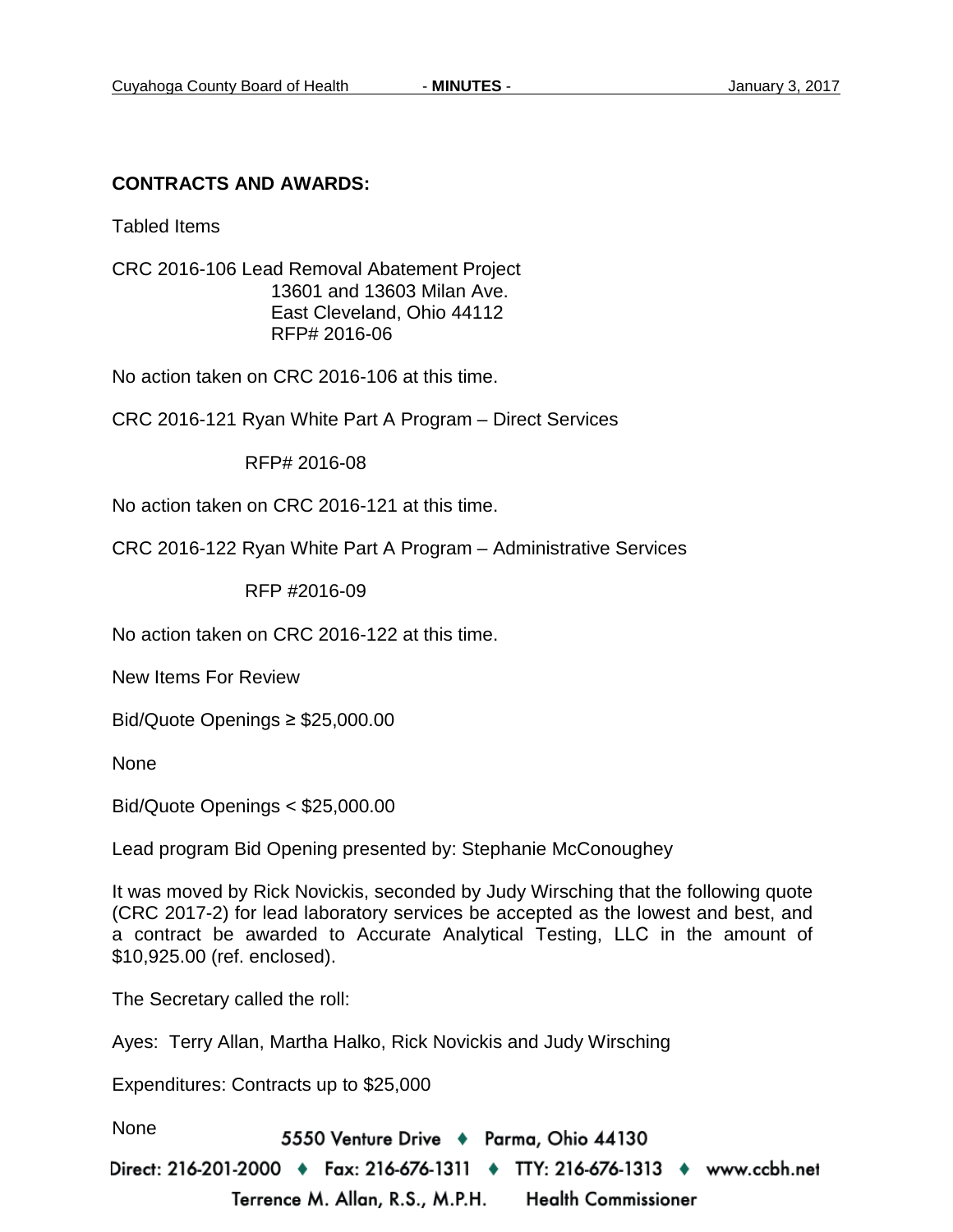**CONTRACTS AND AWARDS:**

Tabled Items

CRC 2016-106 Lead Removal Abatement Project
13601 and 13603 Milan Ave.
East Cleveland, Ohio 44112
RFP# 2016-06

No action taken on CRC 2016-106 at this time.

CRC 2016-121 Ryan White Part A Program – Direct Services

RFP# 2016-08

No action taken on CRC 2016-121 at this time.

CRC 2016-122 Ryan White Part A Program – Administrative Services

RFP #2016-09

No action taken on CRC 2016-122 at this time.

New Items For Review

Bid/Quote Openings ≥ $25,000.00

None

Bid/Quote Openings < $25,000.00

Lead program Bid Opening presented by: Stephanie McConoughey

It was moved by Rick Novickis, seconded by Judy Wirsching that the following quote (CRC 2017-2) for lead laboratory services be accepted as the lowest and best, and a contract be awarded to Accurate Analytical Testing, LLC in the amount of $10,925.00 (ref. enclosed).

The Secretary called the roll:

Ayes: Terry Allan, Martha Halko, Rick Novickis and Judy Wirsching

Expenditures: Contracts up to $25,000

None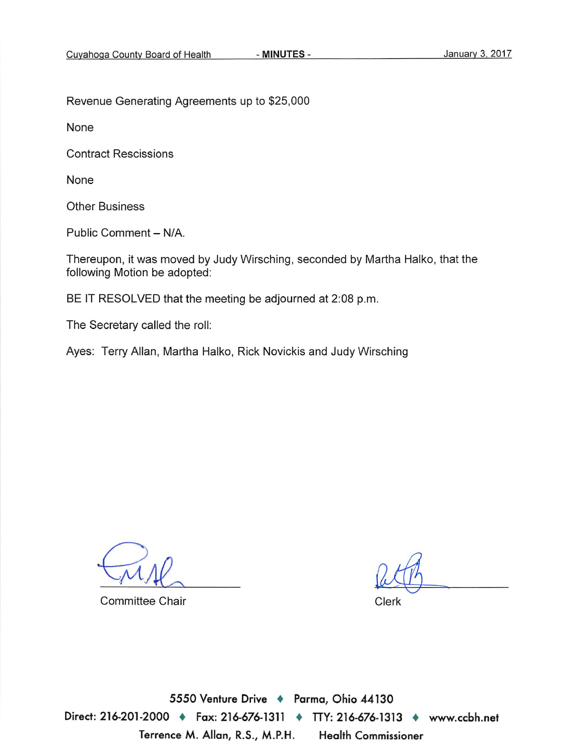Revenue Generating Agreements up to $25,000

None

Contract Rescissions

None

Other Business

Public Comment – N/A.

Thereupon, it was moved by Judy Wirsching, seconded by Martha Halko, that the following Motion be adopted:

BE IT RESOLVED that the meeting be adjourned at 2:08 p.m.

The Secretary called the roll:

Ayes: Terry Allan, Martha Halko, Rick Novickis and Judy Wirsching

Committee Chair

Clerk

5550 Venture Drive ♦ Parma, Ohio 44130

Direct: 216-201-2000 ♦ Fax: 216-676-1311 ♦ TTY: 216-676-1313 ♦ www.ccbh.net

Terrence M. Allan, R.S., M.P.H. Health Commissioner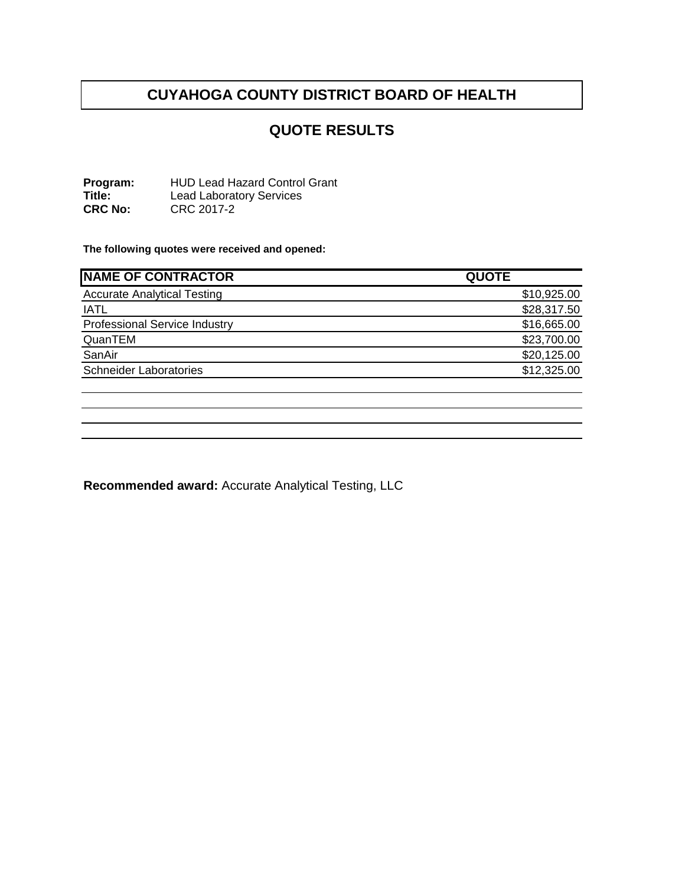# CUYAHOGA COUNTY DISTRICT BOARD OF HEALTH

## QUOTE RESULTS

**Program:** HUD Lead Hazard Control Grant
**Title:** Lead Laboratory Services
**CRC No:** CRC 2017-2

**The following quotes were received and opened:**

| NAME OF CONTRACTOR | QUOTE |
|---|---|
| Accurate Analytical Testing | $10,925.00 |
| IATL | $28,317.50 |
| Professional Service Industry | $16,665.00 |
| QuanTEM | $23,700.00 |
| SanAir | $20,125.00 |
| Schneider Laboratories | $12,325.00 |

**Recommended award:** Accurate Analytical Testing, LLC